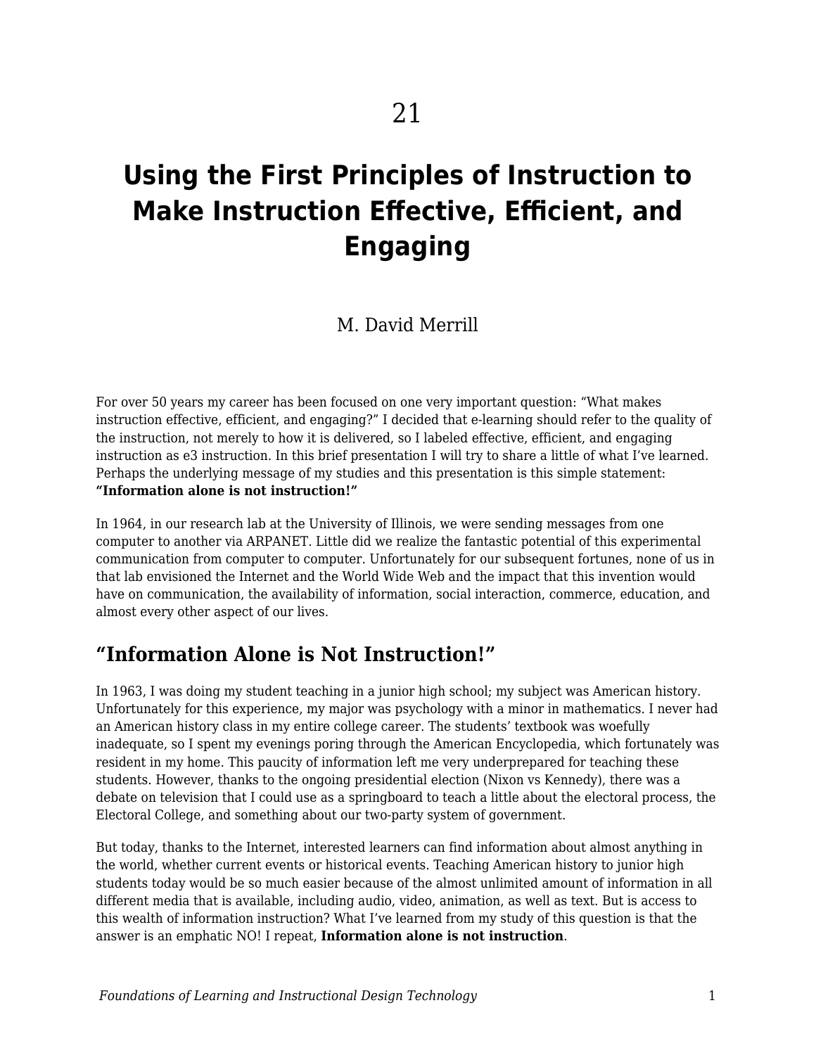# 21

# Using the First Principles of Instruction to Make Instruction Effective, Efficient, and Engaging

M. David Merrill

For over 50 years my career has been focused on one very important question: "What makes instruction effective, efficient, and engaging?" I decided that e-learning should refer to the quality of the instruction, not merely to how it is delivered, so I labeled effective, efficient, and engaging instruction as e3 instruction. In this brief presentation I will try to share a little of what I've learned. Perhaps the underlying message of my studies and this presentation is this simple statement: **"Information alone is not instruction!"**

In 1964, in our research lab at the University of Illinois, we were sending messages from one computer to another via ARPANET. Little did we realize the fantastic potential of this experimental communication from computer to computer. Unfortunately for our subsequent fortunes, none of us in that lab envisioned the Internet and the World Wide Web and the impact that this invention would have on communication, the availability of information, social interaction, commerce, education, and almost every other aspect of our lives.

## "Information Alone is Not Instruction!"

In 1963, I was doing my student teaching in a junior high school; my subject was American history. Unfortunately for this experience, my major was psychology with a minor in mathematics. I never had an American history class in my entire college career. The students' textbook was woefully inadequate, so I spent my evenings poring through the American Encyclopedia, which fortunately was resident in my home. This paucity of information left me very underprepared for teaching these students. However, thanks to the ongoing presidential election (Nixon vs Kennedy), there was a debate on television that I could use as a springboard to teach a little about the electoral process, the Electoral College, and something about our two-party system of government.

But today, thanks to the Internet, interested learners can find information about almost anything in the world, whether current events or historical events. Teaching American history to junior high students today would be so much easier because of the almost unlimited amount of information in all different media that is available, including audio, video, animation, as well as text. But is access to this wealth of information instruction? What I've learned from my study of this question is that the answer is an emphatic NO! I repeat, **Information alone is not instruction**.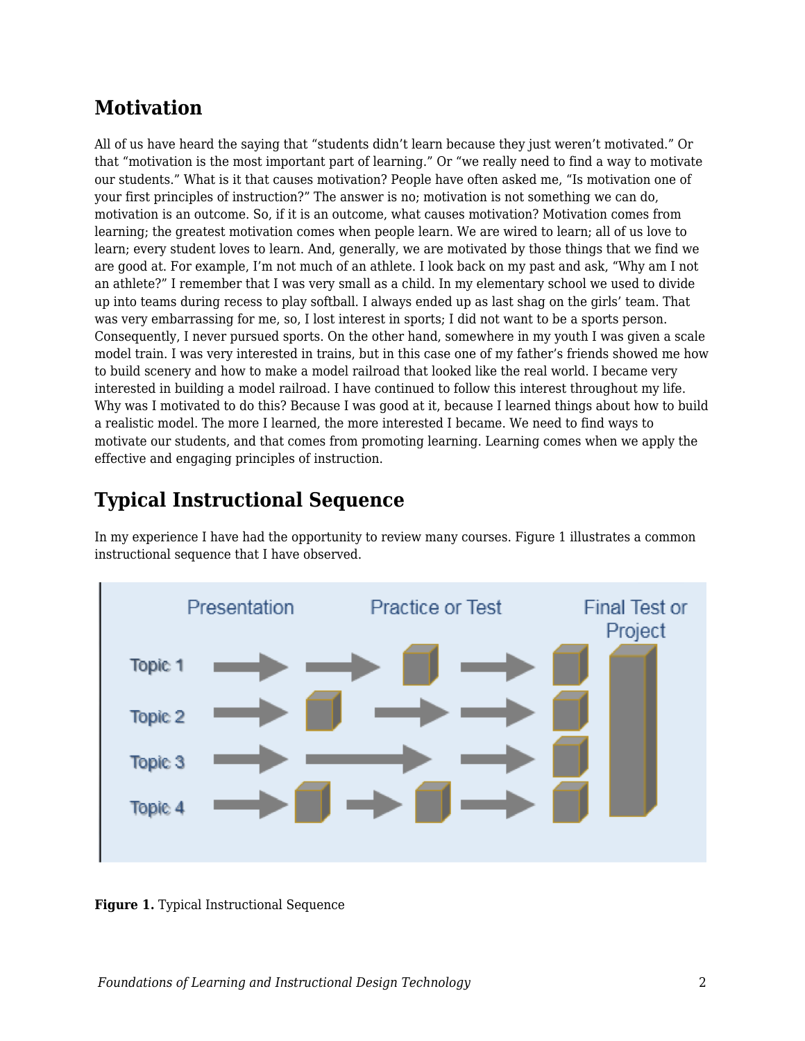## Motivation

All of us have heard the saying that "students didn't learn because they just weren't motivated." Or that "motivation is the most important part of learning." Or "we really need to find a way to motivate our students." What is it that causes motivation? People have often asked me, "Is motivation one of your first principles of instruction?" The answer is no; motivation is not something we can do, motivation is an outcome. So, if it is an outcome, what causes motivation? Motivation comes from learning; the greatest motivation comes when people learn. We are wired to learn; all of us love to learn; every student loves to learn. And, generally, we are motivated by those things that we find we are good at. For example, I'm not much of an athlete. I look back on my past and ask, "Why am I not an athlete?" I remember that I was very small as a child. In my elementary school we used to divide up into teams during recess to play softball. I always ended up as last shag on the girls' team. That was very embarrassing for me, so, I lost interest in sports; I did not want to be a sports person. Consequently, I never pursued sports. On the other hand, somewhere in my youth I was given a scale model train. I was very interested in trains, but in this case one of my father's friends showed me how to build scenery and how to make a model railroad that looked like the real world. I became very interested in building a model railroad. I have continued to follow this interest throughout my life. Why was I motivated to do this? Because I was good at it, because I learned things about how to build a realistic model. The more I learned, the more interested I became. We need to find ways to motivate our students, and that comes from promoting learning. Learning comes when we apply the effective and engaging principles of instruction.

## Typical Instructional Sequence

In my experience I have had the opportunity to review many courses. Figure 1 illustrates a common instructional sequence that I have observed.

**Figure 1.** Typical Instructional Sequence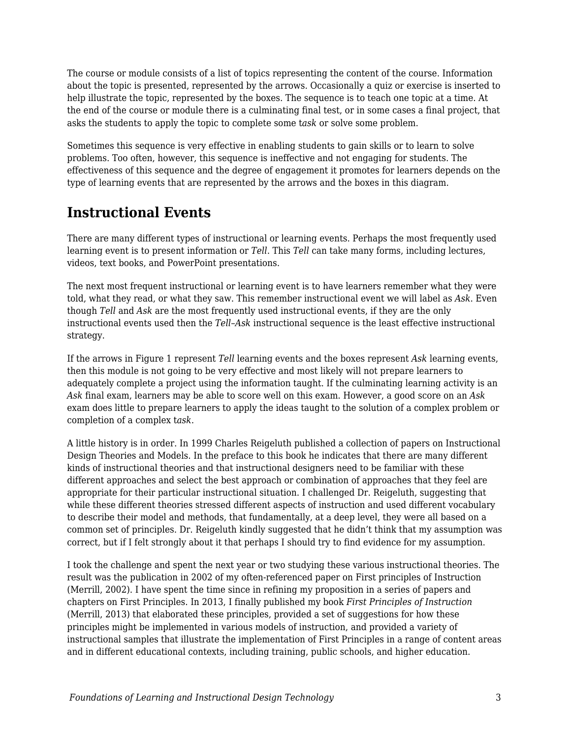The course or module consists of a list of topics representing the content of the course. Information about the topic is presented, represented by the arrows. Occasionally a quiz or exercise is inserted to help illustrate the topic, represented by the boxes. The sequence is to teach one topic at a time. At the end of the course or module there is a culminating final test, or in some cases a final project, that asks the students to apply the topic to complete some t*ask* or solve some problem.

Sometimes this sequence is very effective in enabling students to gain skills or to learn to solve problems. Too often, however, this sequence is ineffective and not engaging for students. The effectiveness of this sequence and the degree of engagement it promotes for learners depends on the type of learning events that are represented by the arrows and the boxes in this diagram.

## Instructional Events

There are many different types of instructional or learning events. Perhaps the most frequently used learning event is to present information or *Tell*. This *Tell* can take many forms, including lectures, videos, text books, and PowerPoint presentations.

The next most frequent instructional or learning event is to have learners remember what they were told, what they read, or what they saw. This remember instructional event we will label as *Ask*. Even though *Tell* and *Ask* are the most frequently used instructional events, if they are the only instructional events used then the *Tell–Ask* instructional sequence is the least effective instructional strategy.

If the arrows in Figure 1 represent *Tell* learning events and the boxes represent *Ask* learning events, then this module is not going to be very effective and most likely will not prepare learners to adequately complete a project using the information taught. If the culminating learning activity is an *Ask* final exam, learners may be able to score well on this exam. However, a good score on an *Ask* exam does little to prepare learners to apply the ideas taught to the solution of a complex problem or completion of a complex t*ask*.

A little history is in order. In 1999 Charles Reigeluth published a collection of papers on Instructional Design Theories and Models. In the preface to this book he indicates that there are many different kinds of instructional theories and that instructional designers need to be familiar with these different approaches and select the best approach or combination of approaches that they feel are appropriate for their particular instructional situation. I challenged Dr. Reigeluth, suggesting that while these different theories stressed different aspects of instruction and used different vocabulary to describe their model and methods, that fundamentally, at a deep level, they were all based on a common set of principles. Dr. Reigeluth kindly suggested that he didn't think that my assumption was correct, but if I felt strongly about it that perhaps I should try to find evidence for my assumption.

I took the challenge and spent the next year or two studying these various instructional theories. The result was the publication in 2002 of my often-referenced paper on First principles of Instruction (Merrill, 2002). I have spent the time since in refining my proposition in a series of papers and chapters on First Principles. In 2013, I finally published my book *First Principles of Instruction* (Merrill, 2013) that elaborated these principles, provided a set of suggestions for how these principles might be implemented in various models of instruction, and provided a variety of instructional samples that illustrate the implementation of First Principles in a range of content areas and in different educational contexts, including training, public schools, and higher education.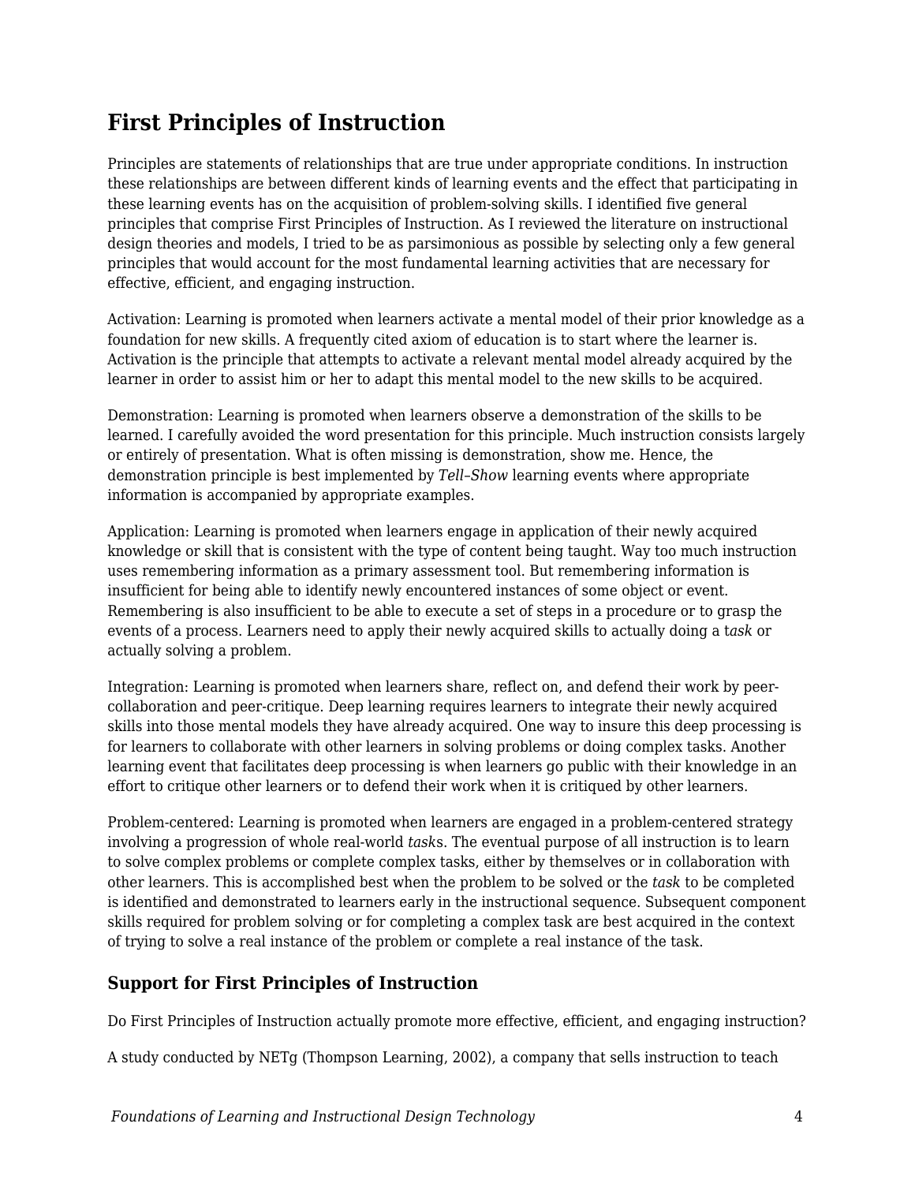## First Principles of Instruction

Principles are statements of relationships that are true under appropriate conditions. In instruction these relationships are between different kinds of learning events and the effect that participating in these learning events has on the acquisition of problem-solving skills. I identified five general principles that comprise First Principles of Instruction. As I reviewed the literature on instructional design theories and models, I tried to be as parsimonious as possible by selecting only a few general principles that would account for the most fundamental learning activities that are necessary for effective, efficient, and engaging instruction.

Activation: Learning is promoted when learners activate a mental model of their prior knowledge as a foundation for new skills. A frequently cited axiom of education is to start where the learner is. Activation is the principle that attempts to activate a relevant mental model already acquired by the learner in order to assist him or her to adapt this mental model to the new skills to be acquired.

Demonstration: Learning is promoted when learners observe a demonstration of the skills to be learned. I carefully avoided the word presentation for this principle. Much instruction consists largely or entirely of presentation. What is often missing is demonstration, show me. Hence, the demonstration principle is best implemented by *Tell–Show* learning events where appropriate information is accompanied by appropriate examples.

Application: Learning is promoted when learners engage in application of their newly acquired knowledge or skill that is consistent with the type of content being taught. Way too much instruction uses remembering information as a primary assessment tool. But remembering information is insufficient for being able to identify newly encountered instances of some object or event. Remembering is also insufficient to be able to execute a set of steps in a procedure or to grasp the events of a process. Learners need to apply their newly acquired skills to actually doing a t*ask* or actually solving a problem.

Integration: Learning is promoted when learners share, reflect on, and defend their work by peer-collaboration and peer-critique. Deep learning requires learners to integrate their newly acquired skills into those mental models they have already acquired. One way to insure this deep processing is for learners to collaborate with other learners in solving problems or doing complex tasks. Another learning event that facilitates deep processing is when learners go public with their knowledge in an effort to critique other learners or to defend their work when it is critiqued by other learners.

Problem-centered: Learning is promoted when learners are engaged in a problem-centered strategy involving a progression of whole real-world *task*s. The eventual purpose of all instruction is to learn to solve complex problems or complete complex tasks, either by themselves or in collaboration with other learners. This is accomplished best when the problem to be solved or the *task* to be completed is identified and demonstrated to learners early in the instructional sequence. Subsequent component skills required for problem solving or for completing a complex task are best acquired in the context of trying to solve a real instance of the problem or complete a real instance of the task.

### Support for First Principles of Instruction

Do First Principles of Instruction actually promote more effective, efficient, and engaging instruction?

A study conducted by NETg (Thompson Learning, 2002), a company that sells instruction to teach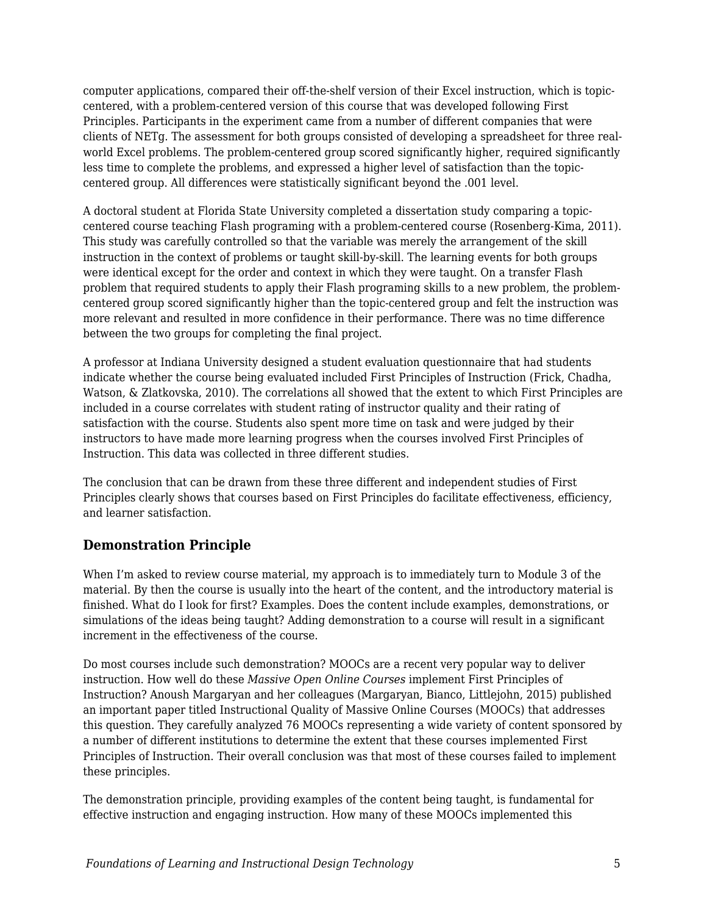computer applications, compared their off-the-shelf version of their Excel instruction, which is topic-centered, with a problem-centered version of this course that was developed following First Principles. Participants in the experiment came from a number of different companies that were clients of NETg. The assessment for both groups consisted of developing a spreadsheet for three real-world Excel problems. The problem-centered group scored significantly higher, required significantly less time to complete the problems, and expressed a higher level of satisfaction than the topic-centered group. All differences were statistically significant beyond the .001 level.

A doctoral student at Florida State University completed a dissertation study comparing a topic-centered course teaching Flash programing with a problem-centered course (Rosenberg-Kima, 2011). This study was carefully controlled so that the variable was merely the arrangement of the skill instruction in the context of problems or taught skill-by-skill. The learning events for both groups were identical except for the order and context in which they were taught. On a transfer Flash problem that required students to apply their Flash programing skills to a new problem, the problem-centered group scored significantly higher than the topic-centered group and felt the instruction was more relevant and resulted in more confidence in their performance. There was no time difference between the two groups for completing the final project.

A professor at Indiana University designed a student evaluation questionnaire that had students indicate whether the course being evaluated included First Principles of Instruction (Frick, Chadha, Watson, & Zlatkovska, 2010). The correlations all showed that the extent to which First Principles are included in a course correlates with student rating of instructor quality and their rating of satisfaction with the course. Students also spent more time on task and were judged by their instructors to have made more learning progress when the courses involved First Principles of Instruction. This data was collected in three different studies.

The conclusion that can be drawn from these three different and independent studies of First Principles clearly shows that courses based on First Principles do facilitate effectiveness, efficiency, and learner satisfaction.

### Demonstration Principle

When I'm asked to review course material, my approach is to immediately turn to Module 3 of the material. By then the course is usually into the heart of the content, and the introductory material is finished. What do I look for first? Examples. Does the content include examples, demonstrations, or simulations of the ideas being taught? Adding demonstration to a course will result in a significant increment in the effectiveness of the course.

Do most courses include such demonstration? MOOCs are a recent very popular way to deliver instruction. How well do these *Massive Open Online Courses* implement First Principles of Instruction? Anoush Margaryan and her colleagues (Margaryan, Bianco, Littlejohn, 2015) published an important paper titled Instructional Quality of Massive Online Courses (MOOCs) that addresses this question. They carefully analyzed 76 MOOCs representing a wide variety of content sponsored by a number of different institutions to determine the extent that these courses implemented First Principles of Instruction. Their overall conclusion was that most of these courses failed to implement these principles.

The demonstration principle, providing examples of the content being taught, is fundamental for effective instruction and engaging instruction. How many of these MOOCs implemented this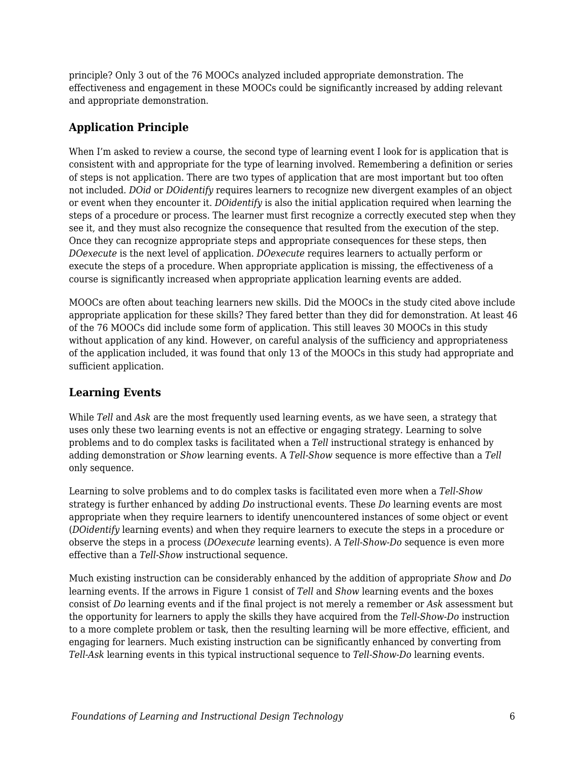principle? Only 3 out of the 76 MOOCs analyzed included appropriate demonstration. The effectiveness and engagement in these MOOCs could be significantly increased by adding relevant and appropriate demonstration.

## Application Principle

When I'm asked to review a course, the second type of learning event I look for is application that is consistent with and appropriate for the type of learning involved. Remembering a definition or series of steps is not application. There are two types of application that are most important but too often not included. *DOid* or *DOidentify* requires learners to recognize new divergent examples of an object or event when they encounter it. *DOidentify* is also the initial application required when learning the steps of a procedure or process. The learner must first recognize a correctly executed step when they see it, and they must also recognize the consequence that resulted from the execution of the step. Once they can recognize appropriate steps and appropriate consequences for these steps, then *DOexecute* is the next level of application. *DOexecute* requires learners to actually perform or execute the steps of a procedure. When appropriate application is missing, the effectiveness of a course is significantly increased when appropriate application learning events are added.

MOOCs are often about teaching learners new skills. Did the MOOCs in the study cited above include appropriate application for these skills? They fared better than they did for demonstration. At least 46 of the 76 MOOCs did include some form of application. This still leaves 30 MOOCs in this study without application of any kind. However, on careful analysis of the sufficiency and appropriateness of the application included, it was found that only 13 of the MOOCs in this study had appropriate and sufficient application.

## Learning Events

While *Tell* and *Ask* are the most frequently used learning events, as we have seen, a strategy that uses only these two learning events is not an effective or engaging strategy. Learning to solve problems and to do complex tasks is facilitated when a *Tell* instructional strategy is enhanced by adding demonstration or *Show* learning events. A *Tell-Show* sequence is more effective than a *Tell* only sequence.

Learning to solve problems and to do complex tasks is facilitated even more when a *Tell-Show* strategy is further enhanced by adding *Do* instructional events. These *Do* learning events are most appropriate when they require learners to identify unencountered instances of some object or event (*DOidentify* learning events) and when they require learners to execute the steps in a procedure or observe the steps in a process (*DOexecute* learning events). A *Tell-Show-Do* sequence is even more effective than a *Tell-Show* instructional sequence.

Much existing instruction can be considerably enhanced by the addition of appropriate *Show* and *Do* learning events. If the arrows in Figure 1 consist of *Tell* and *Show* learning events and the boxes consist of *Do* learning events and if the final project is not merely a remember or *Ask* assessment but the opportunity for learners to apply the skills they have acquired from the *Tell-Show-Do* instruction to a more complete problem or task, then the resulting learning will be more effective, efficient, and engaging for learners. Much existing instruction can be significantly enhanced by converting from *Tell-Ask* learning events in this typical instructional sequence to *Tell-Show-Do* learning events.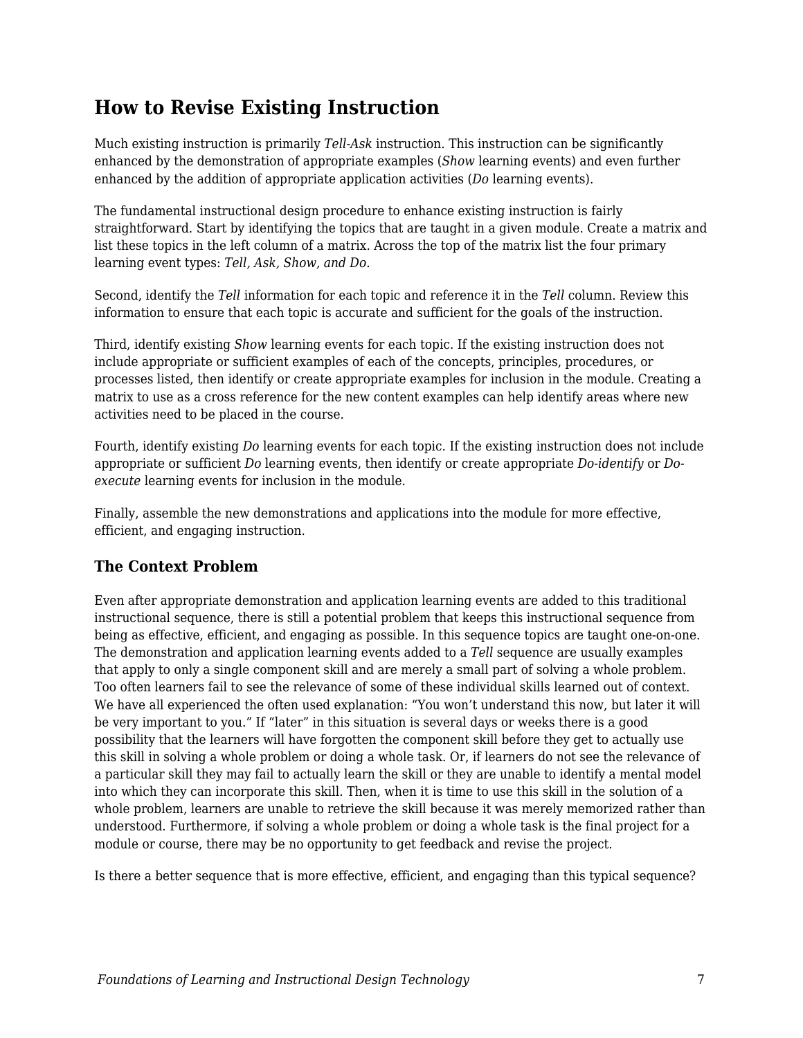## How to Revise Existing Instruction

Much existing instruction is primarily *Tell-Ask* instruction. This instruction can be significantly enhanced by the demonstration of appropriate examples (*Show* learning events) and even further enhanced by the addition of appropriate application activities (*Do* learning events).

The fundamental instructional design procedure to enhance existing instruction is fairly straightforward. Start by identifying the topics that are taught in a given module. Create a matrix and list these topics in the left column of a matrix. Across the top of the matrix list the four primary learning event types: *Tell, Ask, Show, and Do*.

Second, identify the *Tell* information for each topic and reference it in the *Tell* column. Review this information to ensure that each topic is accurate and sufficient for the goals of the instruction.

Third, identify existing *Show* learning events for each topic. If the existing instruction does not include appropriate or sufficient examples of each of the concepts, principles, procedures, or processes listed, then identify or create appropriate examples for inclusion in the module. Creating a matrix to use as a cross reference for the new content examples can help identify areas where new activities need to be placed in the course.

Fourth, identify existing *Do* learning events for each topic. If the existing instruction does not include appropriate or sufficient *Do* learning events, then identify or create appropriate *Do-identify* or *Do-execute* learning events for inclusion in the module.

Finally, assemble the new demonstrations and applications into the module for more effective, efficient, and engaging instruction.

### The Context Problem

Even after appropriate demonstration and application learning events are added to this traditional instructional sequence, there is still a potential problem that keeps this instructional sequence from being as effective, efficient, and engaging as possible. In this sequence topics are taught one-on-one. The demonstration and application learning events added to a *Tell* sequence are usually examples that apply to only a single component skill and are merely a small part of solving a whole problem. Too often learners fail to see the relevance of some of these individual skills learned out of context. We have all experienced the often used explanation: “You won’t understand this now, but later it will be very important to you.” If “later” in this situation is several days or weeks there is a good possibility that the learners will have forgotten the component skill before they get to actually use this skill in solving a whole problem or doing a whole task. Or, if learners do not see the relevance of a particular skill they may fail to actually learn the skill or they are unable to identify a mental model into which they can incorporate this skill. Then, when it is time to use this skill in the solution of a whole problem, learners are unable to retrieve the skill because it was merely memorized rather than understood. Furthermore, if solving a whole problem or doing a whole task is the final project for a module or course, there may be no opportunity to get feedback and revise the project.

Is there a better sequence that is more effective, efficient, and engaging than this typical sequence?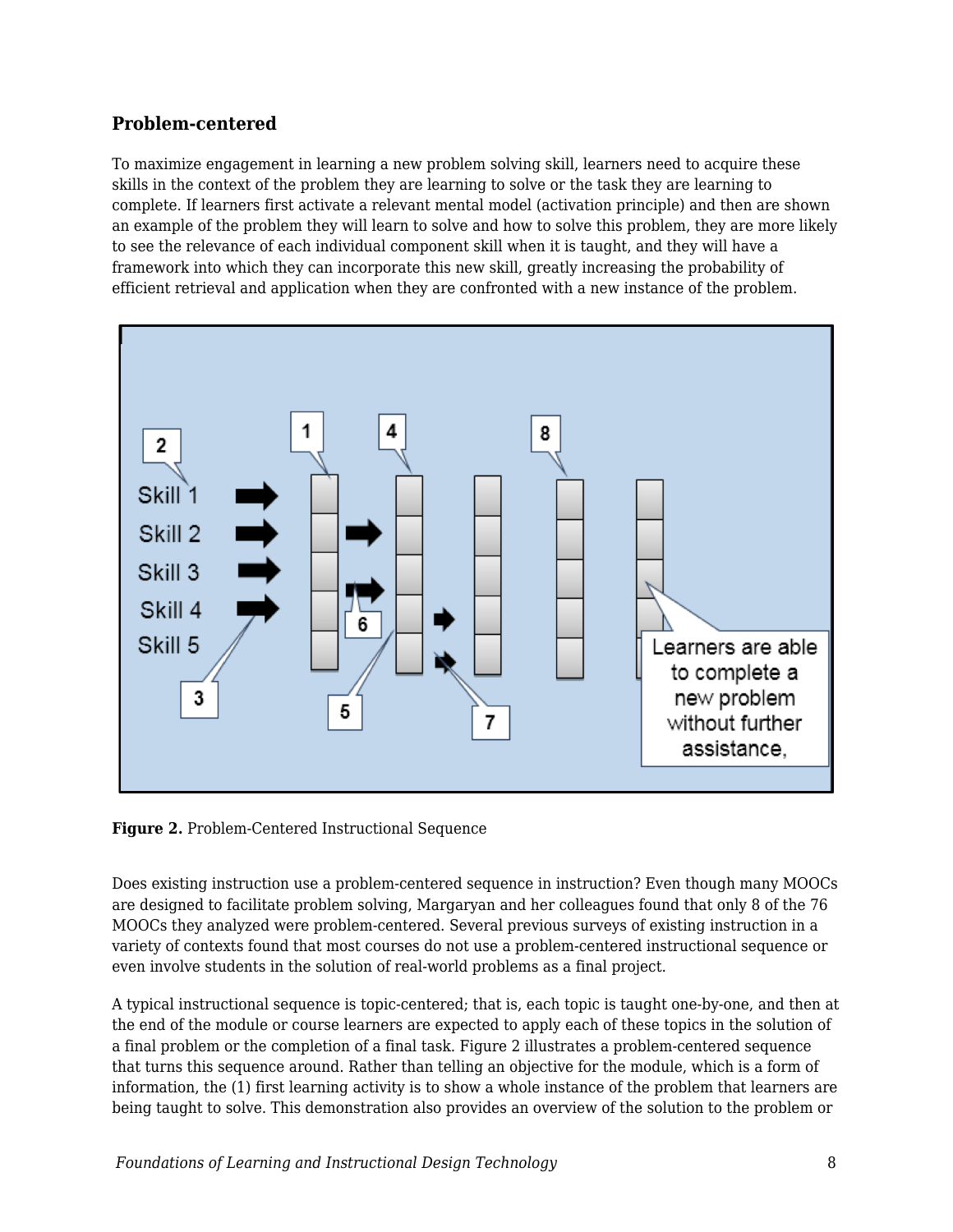### Problem-centered

To maximize engagement in learning a new problem solving skill, learners need to acquire these skills in the context of the problem they are learning to solve or the task they are learning to complete. If learners first activate a relevant mental model (activation principle) and then are shown an example of the problem they will learn to solve and how to solve this problem, they are more likely to see the relevance of each individual component skill when it is taught, and they will have a framework into which they can incorporate this new skill, greatly increasing the probability of efficient retrieval and application when they are confronted with a new instance of the problem.

**Figure 2.** Problem-Centered Instructional Sequence

Does existing instruction use a problem-centered sequence in instruction? Even though many MOOCs are designed to facilitate problem solving, Margaryan and her colleagues found that only 8 of the 76 MOOCs they analyzed were problem-centered. Several previous surveys of existing instruction in a variety of contexts found that most courses do not use a problem-centered instructional sequence or even involve students in the solution of real-world problems as a final project.

A typical instructional sequence is topic-centered; that is, each topic is taught one-by-one, and then at the end of the module or course learners are expected to apply each of these topics in the solution of a final problem or the completion of a final task. Figure 2 illustrates a problem-centered sequence that turns this sequence around. Rather than telling an objective for the module, which is a form of information, the (1) first learning activity is to show a whole instance of the problem that learners are being taught to solve. This demonstration also provides an overview of the solution to the problem or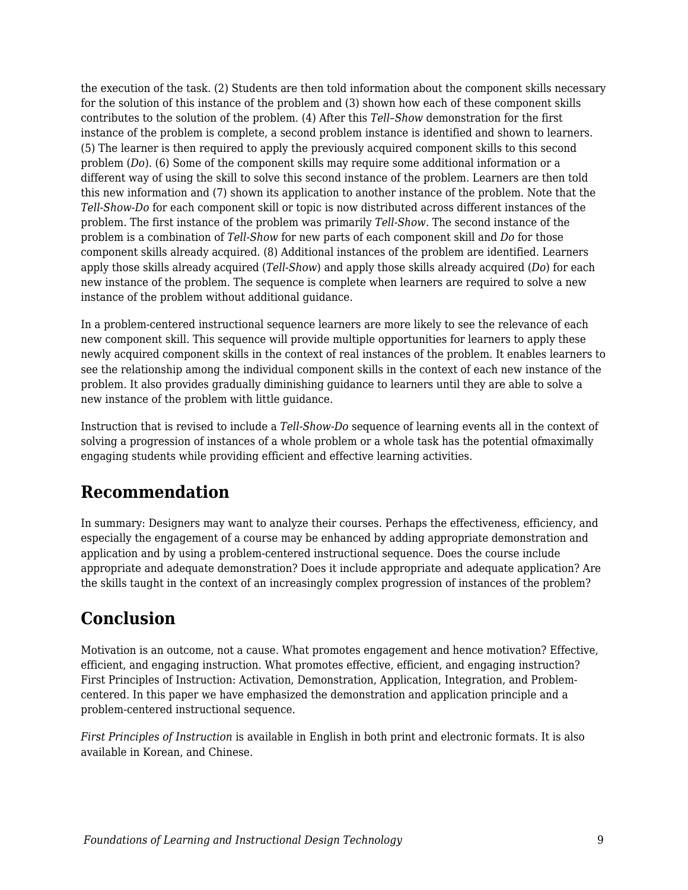the execution of the task. (2) Students are then told information about the component skills necessary for the solution of this instance of the problem and (3) shown how each of these component skills contributes to the solution of the problem. (4) After this *Tell–Show* demonstration for the first instance of the problem is complete, a second problem instance is identified and shown to learners. (5) The learner is then required to apply the previously acquired component skills to this second problem (*Do*). (6) Some of the component skills may require some additional information or a different way of using the skill to solve this second instance of the problem. Learners are then told this new information and (7) shown its application to another instance of the problem. Note that the *Tell-Show-Do* for each component skill or topic is now distributed across different instances of the problem. The first instance of the problem was primarily *Tell-Show*. The second instance of the problem is a combination of *Tell-Show* for new parts of each component skill and *Do* for those component skills already acquired. (8) Additional instances of the problem are identified. Learners apply those skills already acquired (*Tell-Show*) and apply those skills already acquired (*Do*) for each new instance of the problem. The sequence is complete when learners are required to solve a new instance of the problem without additional guidance.

In a problem-centered instructional sequence learners are more likely to see the relevance of each new component skill. This sequence will provide multiple opportunities for learners to apply these newly acquired component skills in the context of real instances of the problem. It enables learners to see the relationship among the individual component skills in the context of each new instance of the problem. It also provides gradually diminishing guidance to learners until they are able to solve a new instance of the problem with little guidance.

Instruction that is revised to include a *Tell-Show-Do* sequence of learning events all in the context of solving a progression of instances of a whole problem or a whole task has the potential ofmaximally engaging students while providing efficient and effective learning activities.

## Recommendation

In summary: Designers may want to analyze their courses. Perhaps the effectiveness, efficiency, and especially the engagement of a course may be enhanced by adding appropriate demonstration and application and by using a problem-centered instructional sequence. Does the course include appropriate and adequate demonstration? Does it include appropriate and adequate application? Are the skills taught in the context of an increasingly complex progression of instances of the problem?

## Conclusion

Motivation is an outcome, not a cause. What promotes engagement and hence motivation? Effective, efficient, and engaging instruction. What promotes effective, efficient, and engaging instruction? First Principles of Instruction: Activation, Demonstration, Application, Integration, and Problem-centered. In this paper we have emphasized the demonstration and application principle and a problem-centered instructional sequence.

*First Principles of Instruction* is available in English in both print and electronic formats. It is also available in Korean, and Chinese.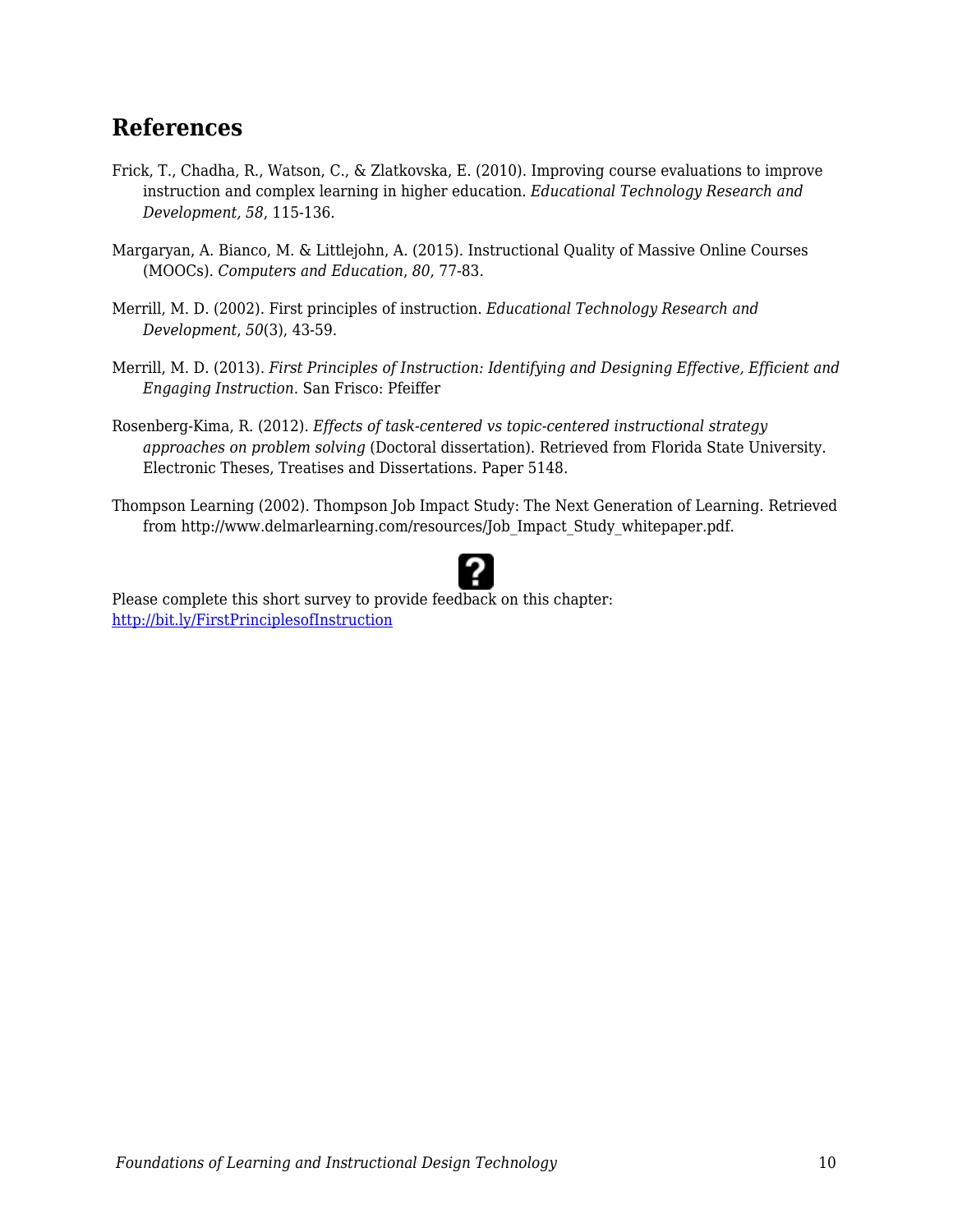## References

Frick, T., Chadha, R., Watson, C., & Zlatkovska, E. (2010). Improving course evaluations to improve instruction and complex learning in higher education. *Educational Technology Research and Development, 58*, 115-136.

Margaryan, A. Bianco, M. & Littlejohn, A. (2015). Instructional Quality of Massive Online Courses (MOOCs). *Computers and Education*, *80*, 77-83.

Merrill, M. D. (2002). First principles of instruction. *Educational Technology Research and Development*, *50*(3), 43-59.

Merrill, M. D. (2013). *First Principles of Instruction: Identifying and Designing Effective, Efficient and Engaging Instruction*. San Frisco: Pfeiffer

Rosenberg-Kima, R. (2012). *Effects of task-centered vs topic-centered instructional strategy approaches on problem solving* (Doctoral dissertation). Retrieved from Florida State University. Electronic Theses, Treatises and Dissertations. Paper 5148.

Thompson Learning (2002). Thompson Job Impact Study: The Next Generation of Learning. Retrieved from http://www.delmarlearning.com/resources/Job_Impact_Study_whitepaper.pdf.

Please complete this short survey to provide feedback on this chapter: [http://bit.ly/FirstPrinciplesofInstruction](http://bit.ly/FirstPrinciplesofInstruction)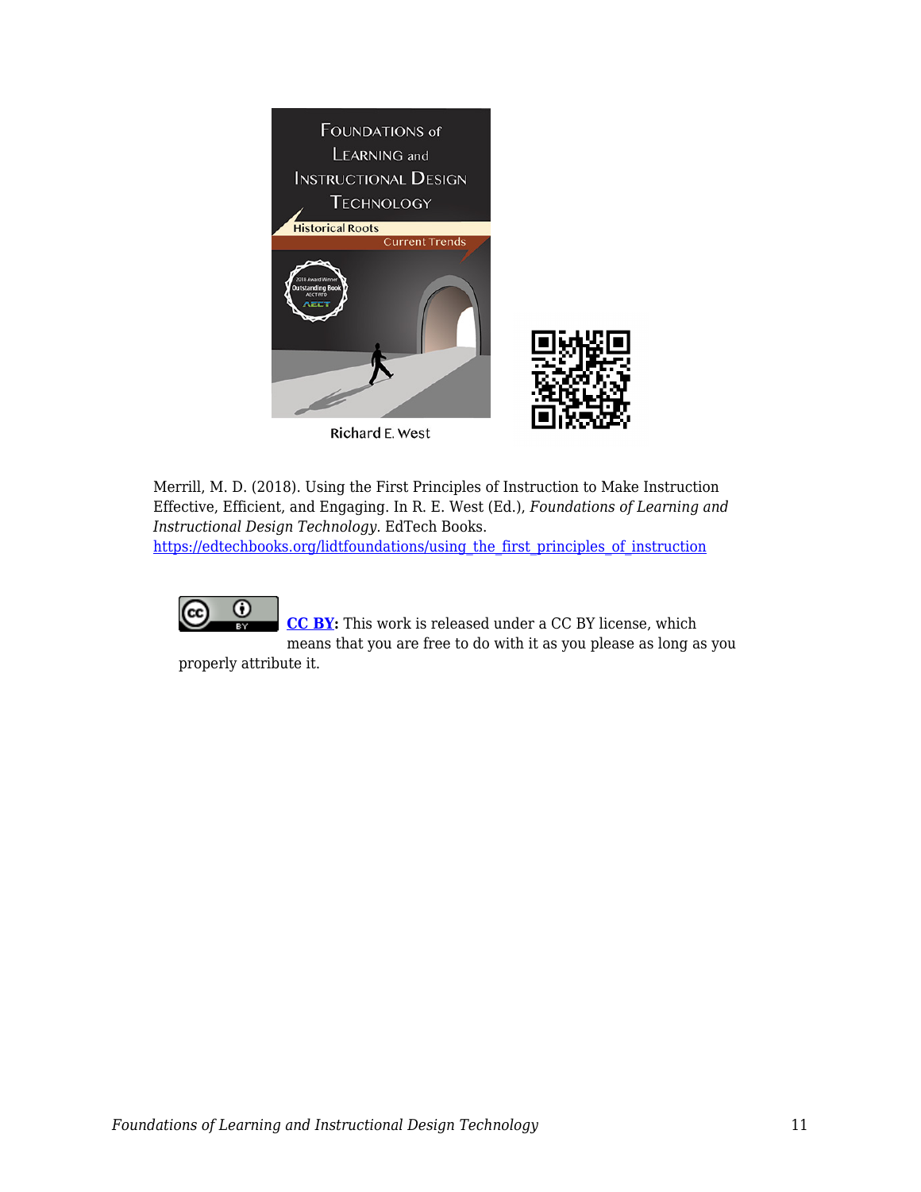Merrill, M. D. (2018). Using the First Principles of Instruction to Make Instruction Effective, Efficient, and Engaging. In R. E. West (Ed.), *Foundations of Learning and Instructional Design Technology*. EdTech Books. https://edtechbooks.org/lidtfoundations/using_the_first_principles_of_instruction

**CC BY:** This work is released under a CC BY license, which means that you are free to do with it as you please as long as you properly attribute it.